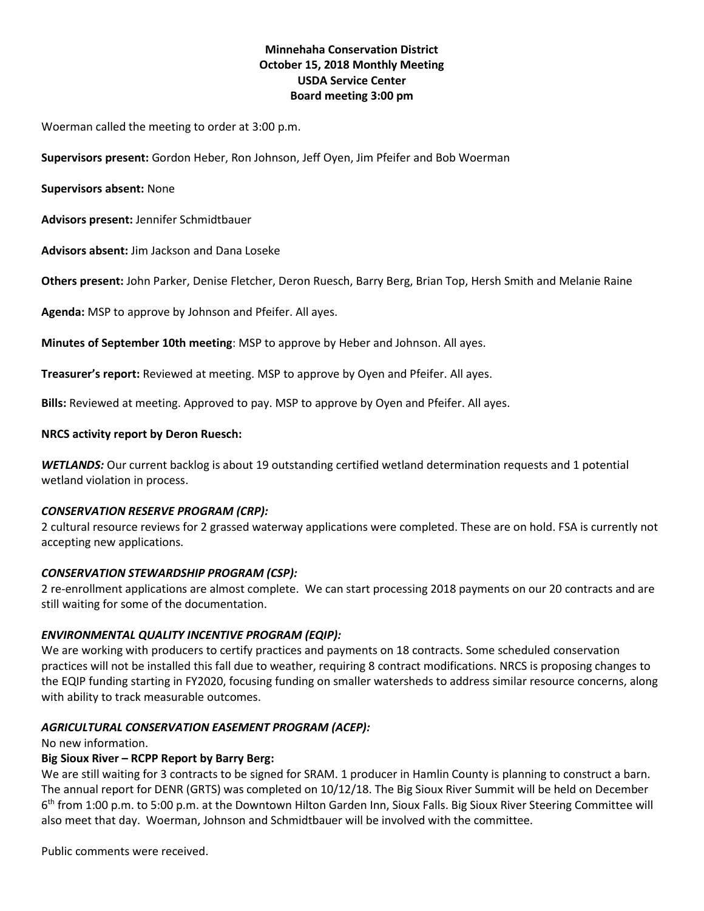**Minnehaha Conservation District**
**October 15, 2018 Monthly Meeting**
**USDA Service Center**
**Board meeting 3:00 pm**

Woerman called the meeting to order at 3:00 p.m.

**Supervisors present:** Gordon Heber, Ron Johnson, Jeff Oyen, Jim Pfeifer and Bob Woerman

**Supervisors absent:** None

**Advisors present:** Jennifer Schmidtbauer

**Advisors absent:** Jim Jackson and Dana Loseke

**Others present:** John Parker, Denise Fletcher, Deron Ruesch, Barry Berg, Brian Top, Hersh Smith and Melanie Raine

**Agenda:** MSP to approve by Johnson and Pfeifer. All ayes.

**Minutes of September 10th meeting**: MSP to approve by Heber and Johnson. All ayes.

**Treasurer's report:** Reviewed at meeting. MSP to approve by Oyen and Pfeifer. All ayes.

**Bills:** Reviewed at meeting. Approved to pay. MSP to approve by Oyen and Pfeifer. All ayes.

**NRCS activity report by Deron Ruesch:**

***WETLANDS:*** Our current backlog is about 19 outstanding certified wetland determination requests and 1 potential wetland violation in process.

***CONSERVATION RESERVE PROGRAM (CRP):***
2 cultural resource reviews for 2 grassed waterway applications were completed. These are on hold. FSA is currently not accepting new applications.

***CONSERVATION STEWARDSHIP PROGRAM (CSP):***
2 re-enrollment applications are almost complete. We can start processing 2018 payments on our 20 contracts and are still waiting for some of the documentation.

***ENVIRONMENTAL QUALITY INCENTIVE PROGRAM (EQIP):***
We are working with producers to certify practices and payments on 18 contracts. Some scheduled conservation practices will not be installed this fall due to weather, requiring 8 contract modifications. NRCS is proposing changes to the EQIP funding starting in FY2020, focusing funding on smaller watersheds to address similar resource concerns, along with ability to track measurable outcomes.

***AGRICULTURAL CONSERVATION EASEMENT PROGRAM (ACEP):***
No new information.

**Big Sioux River – RCPP Report by Barry Berg:**
We are still waiting for 3 contracts to be signed for SRAM. 1 producer in Hamlin County is planning to construct a barn. The annual report for DENR (GRTS) was completed on 10/12/18. The Big Sioux River Summit will be held on December 6th from 1:00 p.m. to 5:00 p.m. at the Downtown Hilton Garden Inn, Sioux Falls. Big Sioux River Steering Committee will also meet that day. Woerman, Johnson and Schmidtbauer will be involved with the committee.

Public comments were received.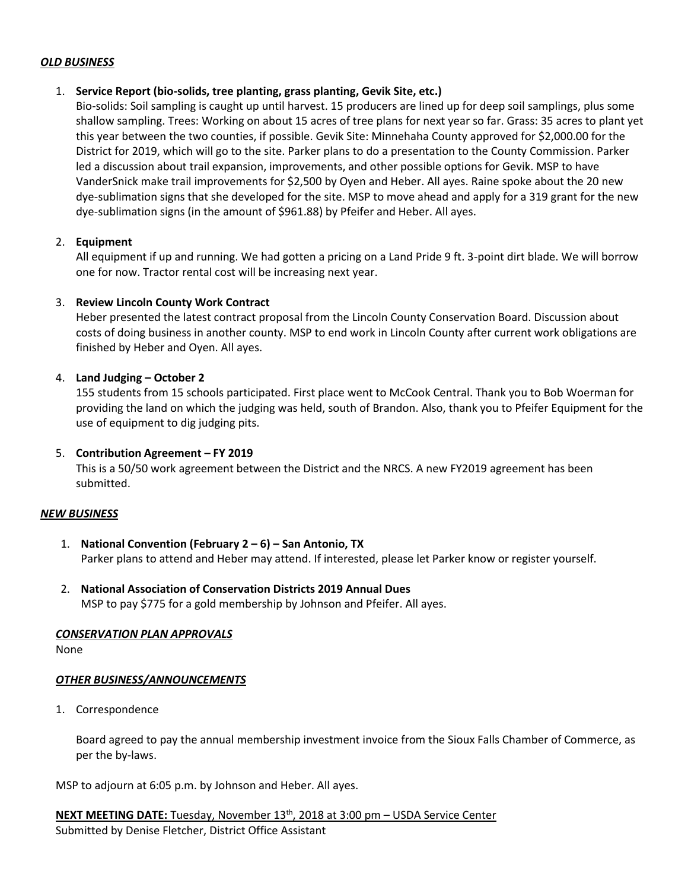***OLD BUSINESS***

1. **Service Report (bio-solids, tree planting, grass planting, Gevik Site, etc.)**
   Bio-solids: Soil sampling is caught up until harvest. 15 producers are lined up for deep soil samplings, plus some shallow sampling. Trees: Working on about 15 acres of tree plans for next year so far. Grass: 35 acres to plant yet this year between the two counties, if possible. Gevik Site: Minnehaha County approved for $2,000.00 for the District for 2019, which will go to the site. Parker plans to do a presentation to the County Commission. Parker led a discussion about trail expansion, improvements, and other possible options for Gevik. MSP to have VanderSnick make trail improvements for $2,500 by Oyen and Heber. All ayes. Raine spoke about the 20 new dye-sublimation signs that she developed for the site. MSP to move ahead and apply for a 319 grant for the new dye-sublimation signs (in the amount of $961.88) by Pfeifer and Heber. All ayes.

2. **Equipment**
   All equipment if up and running. We had gotten a pricing on a Land Pride 9 ft. 3-point dirt blade. We will borrow one for now. Tractor rental cost will be increasing next year.

3. **Review Lincoln County Work Contract**
   Heber presented the latest contract proposal from the Lincoln County Conservation Board. Discussion about costs of doing business in another county. MSP to end work in Lincoln County after current work obligations are finished by Heber and Oyen. All ayes.

4. **Land Judging – October 2**
   155 students from 15 schools participated. First place went to McCook Central. Thank you to Bob Woerman for providing the land on which the judging was held, south of Brandon. Also, thank you to Pfeifer Equipment for the use of equipment to dig judging pits.

5. **Contribution Agreement – FY 2019**
   This is a 50/50 work agreement between the District and the NRCS. A new FY2019 agreement has been submitted.

***NEW BUSINESS***

1. **National Convention (February 2 – 6) – San Antonio, TX**
   Parker plans to attend and Heber may attend. If interested, please let Parker know or register yourself.

2. **National Association of Conservation Districts 2019 Annual Dues**
   MSP to pay $775 for a gold membership by Johnson and Pfeifer. All ayes.

***CONSERVATION PLAN APPROVALS***

None

***OTHER BUSINESS/ANNOUNCEMENTS***

1. Correspondence

   Board agreed to pay the annual membership investment invoice from the Sioux Falls Chamber of Commerce, as per the by-laws.

MSP to adjourn at 6:05 p.m. by Johnson and Heber. All ayes.

**NEXT MEETING DATE:** Tuesday, November 13th, 2018 at 3:00 pm – USDA Service Center

Submitted by Denise Fletcher, District Office Assistant